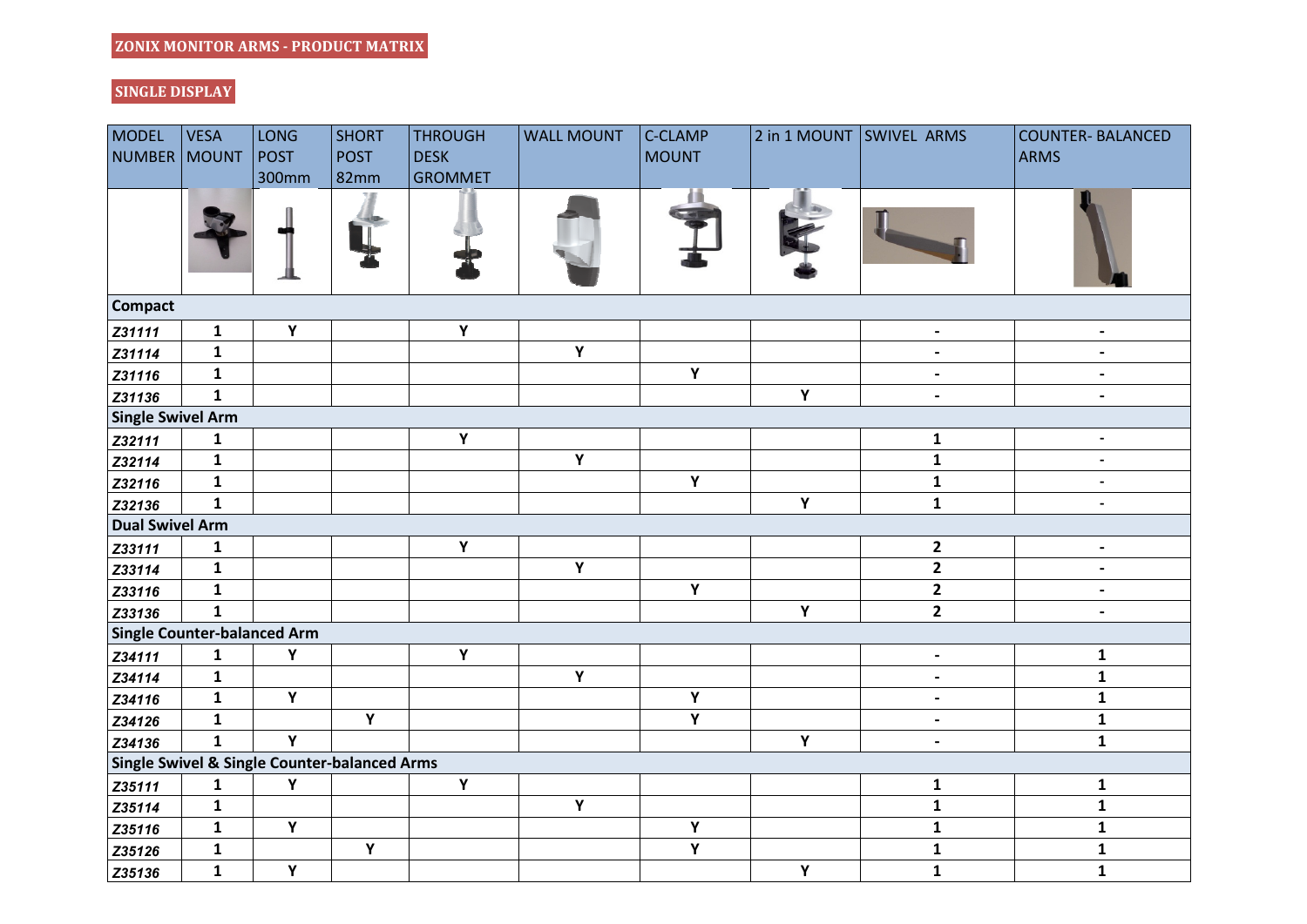# ZONIX MONITOR ARMS - PRODUCT MATRIX

## SINGLE DISPLAY

| MODEL NUMBER | VESA MOUNT | LONG POST 300mm | SHORT POST 82mm | THROUGH DESK GROMMET | WALL MOUNT | C-CLAMP MOUNT | 2 in 1 MOUNT | SWIVEL ARMS | COUNTER- BALANCED ARMS |
|---|---|---|---|---|---|---|---|---|---|
| **Compact** | | | | | | | | | |
| *Z31111* | 1 | Y | | Y | | | | - | - |
| *Z31114* | 1 | | | | Y | | | - | - |
| *Z31116* | 1 | | | | | Y | | - | - |
| *Z31136* | 1 | | | | | | Y | - | - |
| **Single Swivel Arm** | | | | | | | | | |
| *Z32111* | 1 | | | Y | | | | 1 | - |
| *Z32114* | 1 | | | | Y | | | 1 | - |
| *Z32116* | 1 | | | | | Y | | 1 | - |
| *Z32136* | 1 | | | | | | Y | 1 | - |
| **Dual Swivel Arm** | | | | | | | | | |
| *Z33111* | 1 | | | Y | | | | 2 | - |
| *Z33114* | 1 | | | | Y | | | 2 | - |
| *Z33116* | 1 | | | | | Y | | 2 | - |
| *Z33136* | 1 | | | | | | Y | 2 | - |
| **Single Counter-balanced Arm** | | | | | | | | | |
| *Z34111* | 1 | Y | | Y | | | | - | 1 |
| *Z34114* | 1 | | | | Y | | | - | 1 |
| *Z34116* | 1 | Y | | | | Y | | - | 1 |
| *Z34126* | 1 | | Y | | | Y | | - | 1 |
| *Z34136* | 1 | Y | | | | | Y | - | 1 |
| **Single Swivel & Single Counter-balanced Arms** | | | | | | | | | |
| *Z35111* | 1 | Y | | Y | | | | 1 | 1 |
| *Z35114* | 1 | | | | Y | | | 1 | 1 |
| *Z35116* | 1 | Y | | | | Y | | 1 | 1 |
| *Z35126* | 1 | | Y | | | Y | | 1 | 1 |
| *Z35136* | 1 | Y | | | | | Y | 1 | 1 |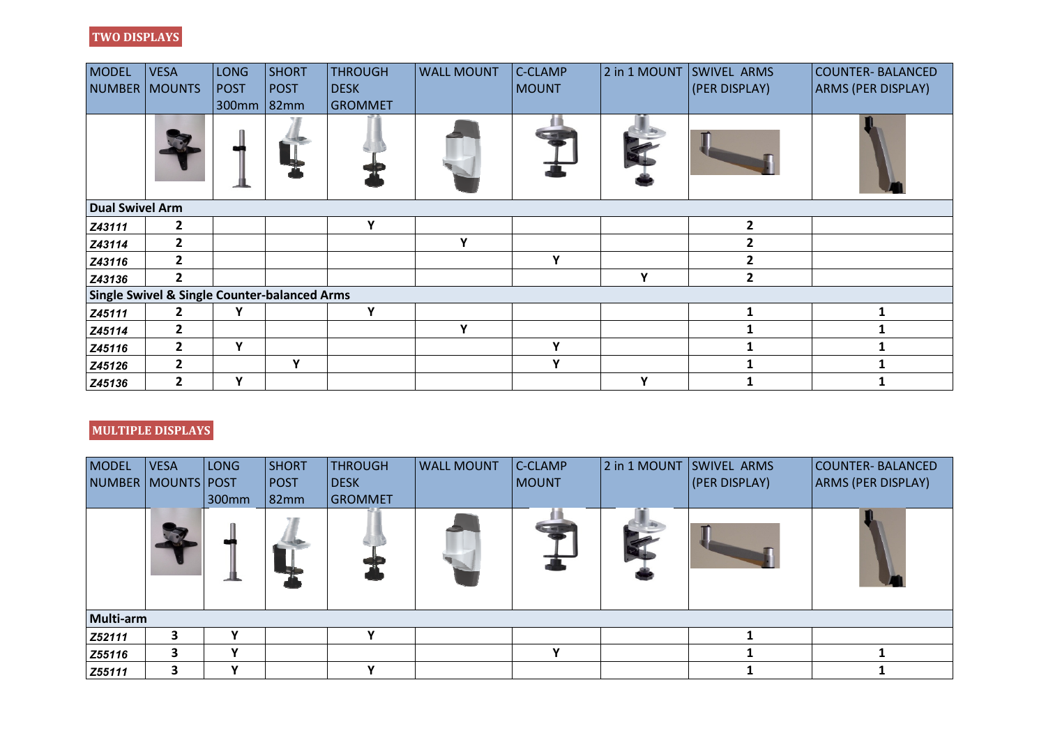## TWO DISPLAYS

| MODEL NUMBER | VESA MOUNTS | LONG POST 300mm | SHORT POST 82mm | THROUGH DESK GROMMET | WALL MOUNT | C-CLAMP MOUNT | 2 in 1 MOUNT | SWIVEL ARMS (PER DISPLAY) | COUNTER- BALANCED ARMS (PER DISPLAY) |
|---|---|---|---|---|---|---|---|---|---|
| **Dual Swivel Arm** | | | | | | | | | |
| *Z43111* | 2 | | | Y | | | | 2 | |
| *Z43114* | 2 | | | | Y | | | 2 | |
| *Z43116* | 2 | | | | | Y | | 2 | |
| *Z43136* | 2 | | | | | | Y | 2 | |
| **Single Swivel & Single Counter-balanced Arms** | | | | | | | | | |
| *Z45111* | 2 | Y | | Y | | | | 1 | 1 |
| *Z45114* | 2 | | | | Y | | | 1 | 1 |
| *Z45116* | 2 | Y | | | | Y | | 1 | 1 |
| *Z45126* | 2 | | Y | | | Y | | 1 | 1 |
| *Z45136* | 2 | Y | | | | | Y | 1 | 1 |

## MULTIPLE DISPLAYS

| MODEL NUMBER | VESA MOUNTS | LONG POST 300mm | SHORT POST 82mm | THROUGH DESK GROMMET | WALL MOUNT | C-CLAMP MOUNT | 2 in 1 MOUNT | SWIVEL ARMS (PER DISPLAY) | COUNTER- BALANCED ARMS (PER DISPLAY) |
|---|---|---|---|---|---|---|---|---|---|
| **Multi-arm** | | | | | | | | | |
| *Z52111* | 3 | Y | | Y | | | | 1 | |
| *Z55116* | 3 | Y | | | | Y | | 1 | 1 |
| *Z55111* | 3 | Y | | Y | | | | 1 | 1 |